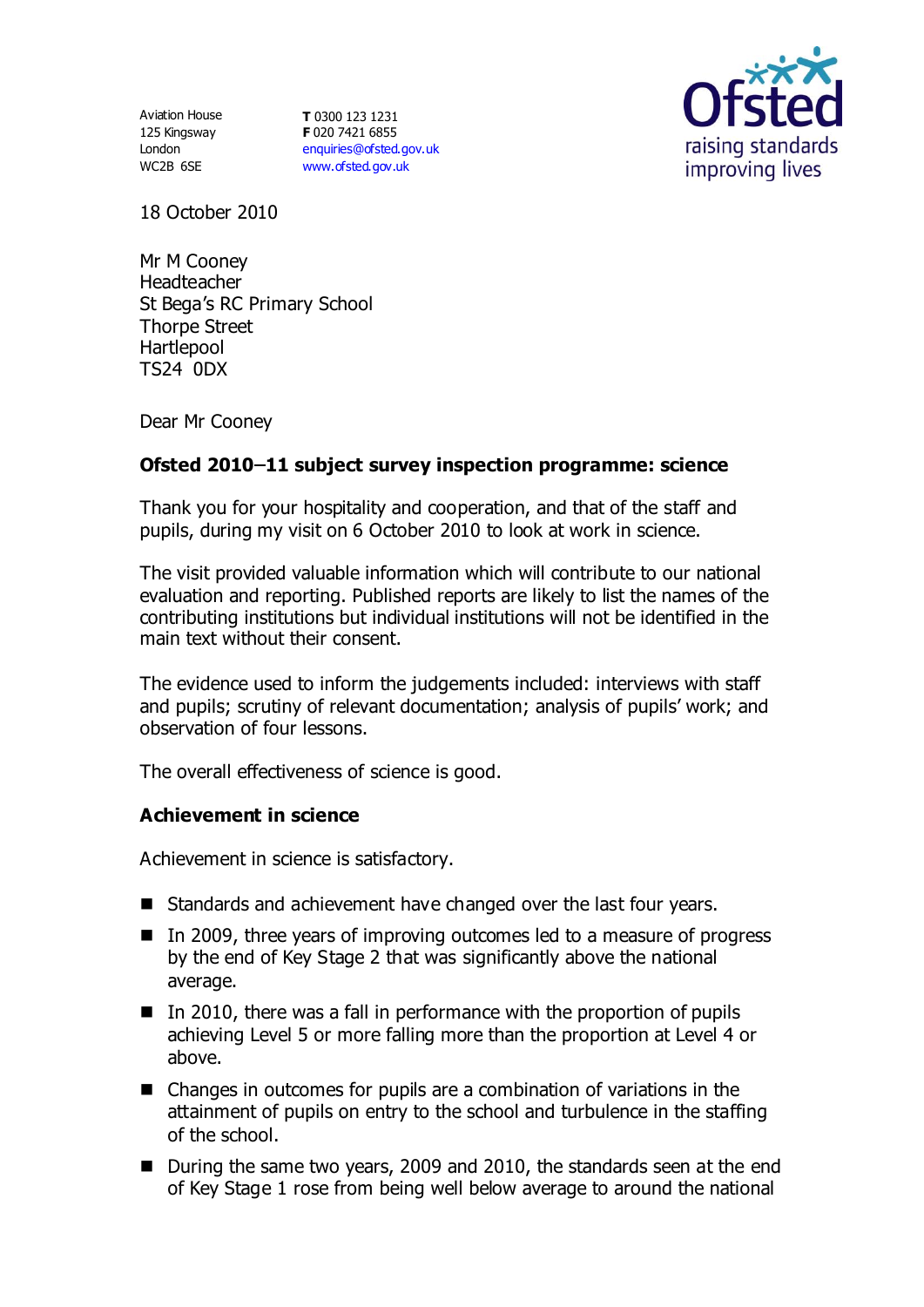Aviation House
125 Kingsway
London
WC2B 6SE

**T** 0300 123 1231
**F** 020 7421 6855
enquiries@ofsted.gov.uk
www.ofsted.gov.uk

Ofsted
raising standards
improving lives

18 October 2010

Mr M Cooney
Headteacher
St Bega's RC Primary School
Thorpe Street
Hartlepool
TS24 0DX

Dear Mr Cooney

**Ofsted 2010–11 subject survey inspection programme: science**

Thank you for your hospitality and cooperation, and that of the staff and pupils, during my visit on 6 October 2010 to look at work in science.

The visit provided valuable information which will contribute to our national evaluation and reporting. Published reports are likely to list the names of the contributing institutions but individual institutions will not be identified in the main text without their consent.

The evidence used to inform the judgements included: interviews with staff and pupils; scrutiny of relevant documentation; analysis of pupils' work; and observation of four lessons.

The overall effectiveness of science is good.

**Achievement in science**

Achievement in science is satisfactory.

- Standards and achievement have changed over the last four years.
- In 2009, three years of improving outcomes led to a measure of progress by the end of Key Stage 2 that was significantly above the national average.
- In 2010, there was a fall in performance with the proportion of pupils achieving Level 5 or more falling more than the proportion at Level 4 or above.
- Changes in outcomes for pupils are a combination of variations in the attainment of pupils on entry to the school and turbulence in the staffing of the school.
- During the same two years, 2009 and 2010, the standards seen at the end of Key Stage 1 rose from being well below average to around the national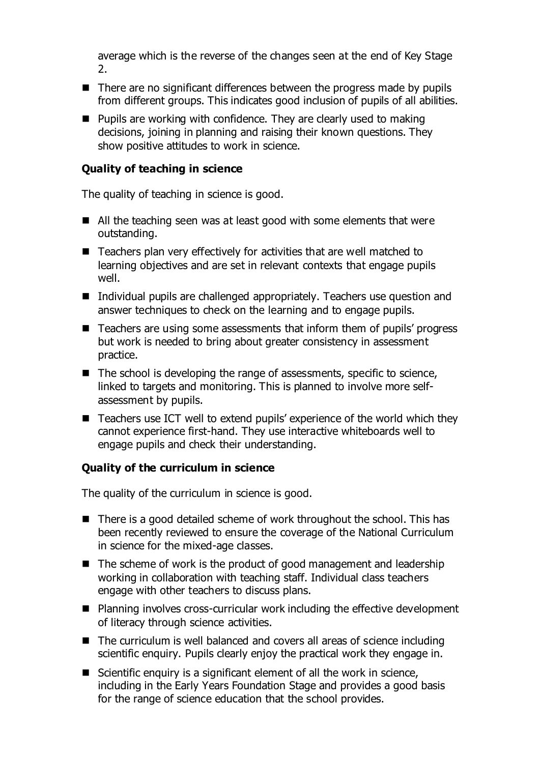average which is the reverse of the changes seen at the end of Key Stage 2.

- There are no significant differences between the progress made by pupils from different groups. This indicates good inclusion of pupils of all abilities.
- Pupils are working with confidence. They are clearly used to making decisions, joining in planning and raising their known questions. They show positive attitudes to work in science.

**Quality of teaching in science**

The quality of teaching in science is good.

- All the teaching seen was at least good with some elements that were outstanding.
- Teachers plan very effectively for activities that are well matched to learning objectives and are set in relevant contexts that engage pupils well.
- Individual pupils are challenged appropriately. Teachers use question and answer techniques to check on the learning and to engage pupils.
- Teachers are using some assessments that inform them of pupils' progress but work is needed to bring about greater consistency in assessment practice.
- The school is developing the range of assessments, specific to science, linked to targets and monitoring. This is planned to involve more self-assessment by pupils.
- Teachers use ICT well to extend pupils' experience of the world which they cannot experience first-hand. They use interactive whiteboards well to engage pupils and check their understanding.

**Quality of the curriculum in science**

The quality of the curriculum in science is good.

- There is a good detailed scheme of work throughout the school. This has been recently reviewed to ensure the coverage of the National Curriculum in science for the mixed-age classes.
- The scheme of work is the product of good management and leadership working in collaboration with teaching staff. Individual class teachers engage with other teachers to discuss plans.
- Planning involves cross-curricular work including the effective development of literacy through science activities.
- The curriculum is well balanced and covers all areas of science including scientific enquiry. Pupils clearly enjoy the practical work they engage in.
- Scientific enquiry is a significant element of all the work in science, including in the Early Years Foundation Stage and provides a good basis for the range of science education that the school provides.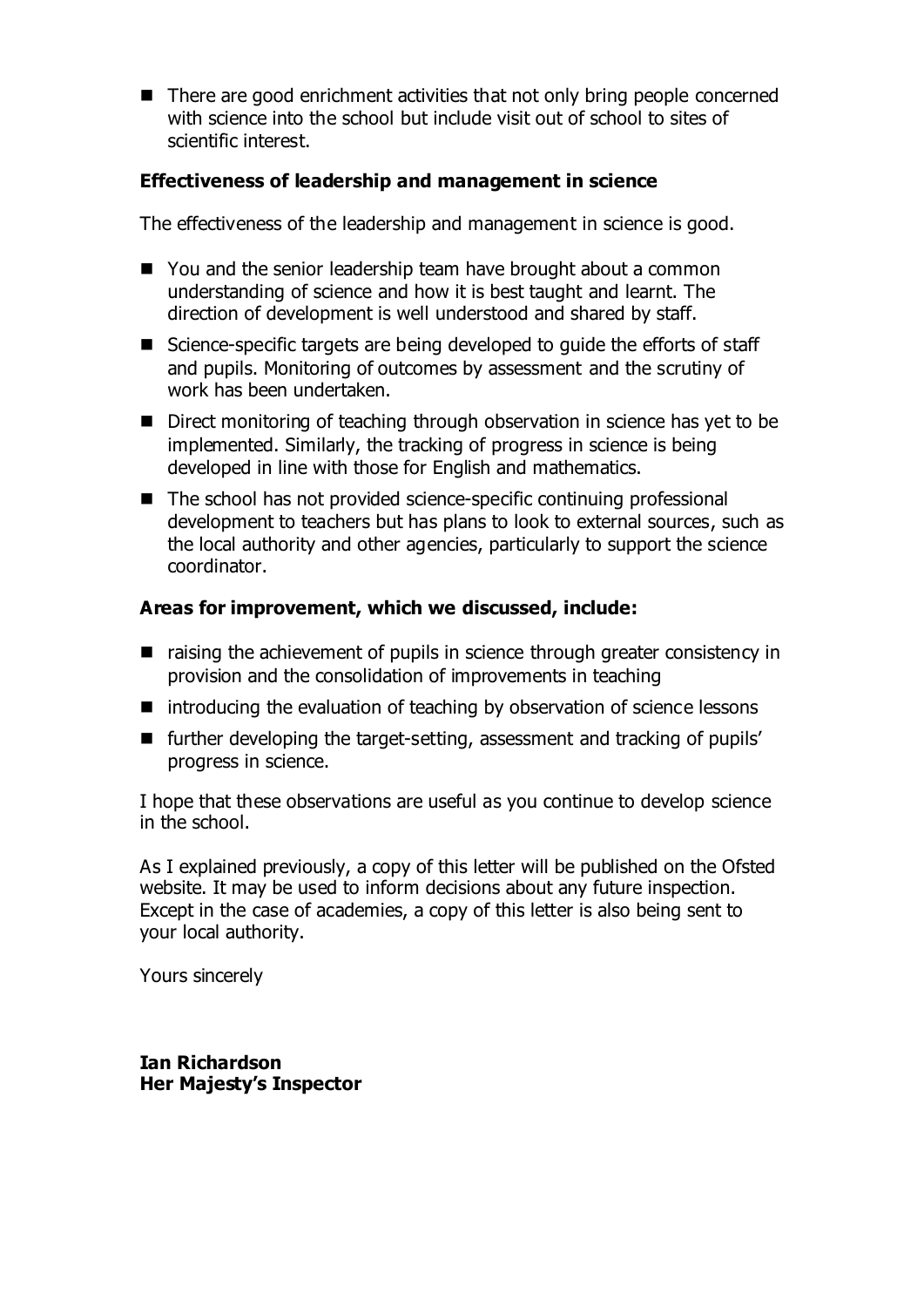- There are good enrichment activities that not only bring people concerned with science into the school but include visit out of school to sites of scientific interest.

**Effectiveness of leadership and management in science**

The effectiveness of the leadership and management in science is good.

- You and the senior leadership team have brought about a common understanding of science and how it is best taught and learnt. The direction of development is well understood and shared by staff.
- Science-specific targets are being developed to guide the efforts of staff and pupils. Monitoring of outcomes by assessment and the scrutiny of work has been undertaken.
- Direct monitoring of teaching through observation in science has yet to be implemented. Similarly, the tracking of progress in science is being developed in line with those for English and mathematics.
- The school has not provided science-specific continuing professional development to teachers but has plans to look to external sources, such as the local authority and other agencies, particularly to support the science coordinator.

**Areas for improvement, which we discussed, include:**

- raising the achievement of pupils in science through greater consistency in provision and the consolidation of improvements in teaching
- introducing the evaluation of teaching by observation of science lessons
- further developing the target-setting, assessment and tracking of pupils' progress in science.

I hope that these observations are useful as you continue to develop science in the school.

As I explained previously, a copy of this letter will be published on the Ofsted website. It may be used to inform decisions about any future inspection. Except in the case of academies, a copy of this letter is also being sent to your local authority.

Yours sincerely

**Ian Richardson**
**Her Majesty's Inspector**